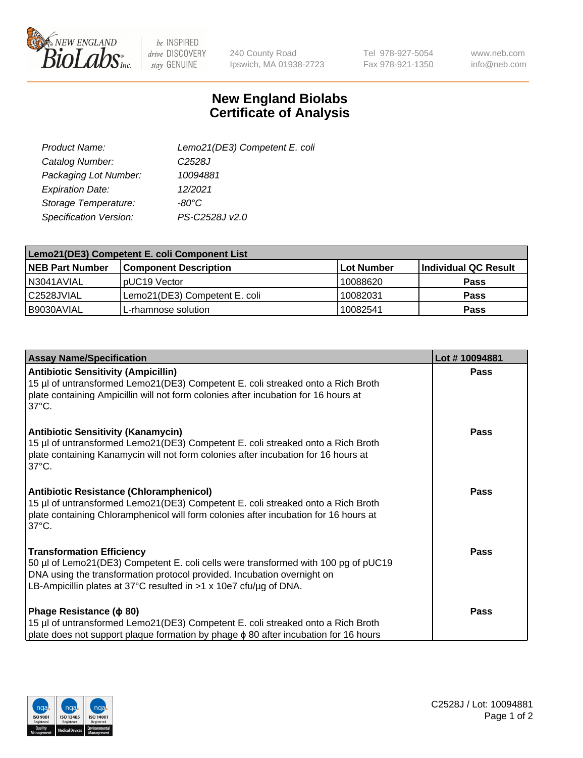# New England Biolabs Certificate of Analysis

| | |
|---|---|
| *Product Name:* | *Lemo21(DE3) Competent E. coli* |
| *Catalog Number:* | *C2528J* |
| *Packaging Lot Number:* | *10094881* |
| *Expiration Date:* | *12/2021* |
| *Storage Temperature:* | *-80°C* |
| *Specification Version:* | *PS-C2528J v2.0* |

| Lemo21(DE3) Competent E. coli Component List | | | |
|---|---|---|---|
| **NEB Part Number** | **Component Description** | **Lot Number** | **Individual QC Result** |
| N3041AVIAL | pUC19 Vector | 10088620 | **Pass** |
| C2528JVIAL | Lemo21(DE3) Competent E. coli | 10082031 | **Pass** |
| B9030AVIAL | L-rhamnose solution | 10082541 | **Pass** |

| Assay Name/Specification | Lot # 10094881 |
|---|---|
| **Antibiotic Sensitivity (Ampicillin)**<br>15 µl of untransformed Lemo21(DE3) Competent E. coli streaked onto a Rich Broth plate containing Ampicillin will not form colonies after incubation for 16 hours at 37°C. | **Pass** |
| **Antibiotic Sensitivity (Kanamycin)**<br>15 µl of untransformed Lemo21(DE3) Competent E. coli streaked onto a Rich Broth plate containing Kanamycin will not form colonies after incubation for 16 hours at 37°C. | **Pass** |
| **Antibiotic Resistance (Chloramphenicol)**<br>15 µl of untransformed Lemo21(DE3) Competent E. coli streaked onto a Rich Broth plate containing Chloramphenicol will form colonies after incubation for 16 hours at 37°C. | **Pass** |
| **Transformation Efficiency**<br>50 µl of Lemo21(DE3) Competent E. coli cells were transformed with 100 pg of pUC19 DNA using the transformation protocol provided. Incubation overnight on LB-Ampicillin plates at 37°C resulted in >1 x 10e7 cfu/µg of DNA. | **Pass** |
| **Phage Resistance (ϕ 80)**<br>15 µl of untransformed Lemo21(DE3) Competent E. coli streaked onto a Rich Broth plate does not support plaque formation by phage ϕ 80 after incubation for 16 hours | **Pass** |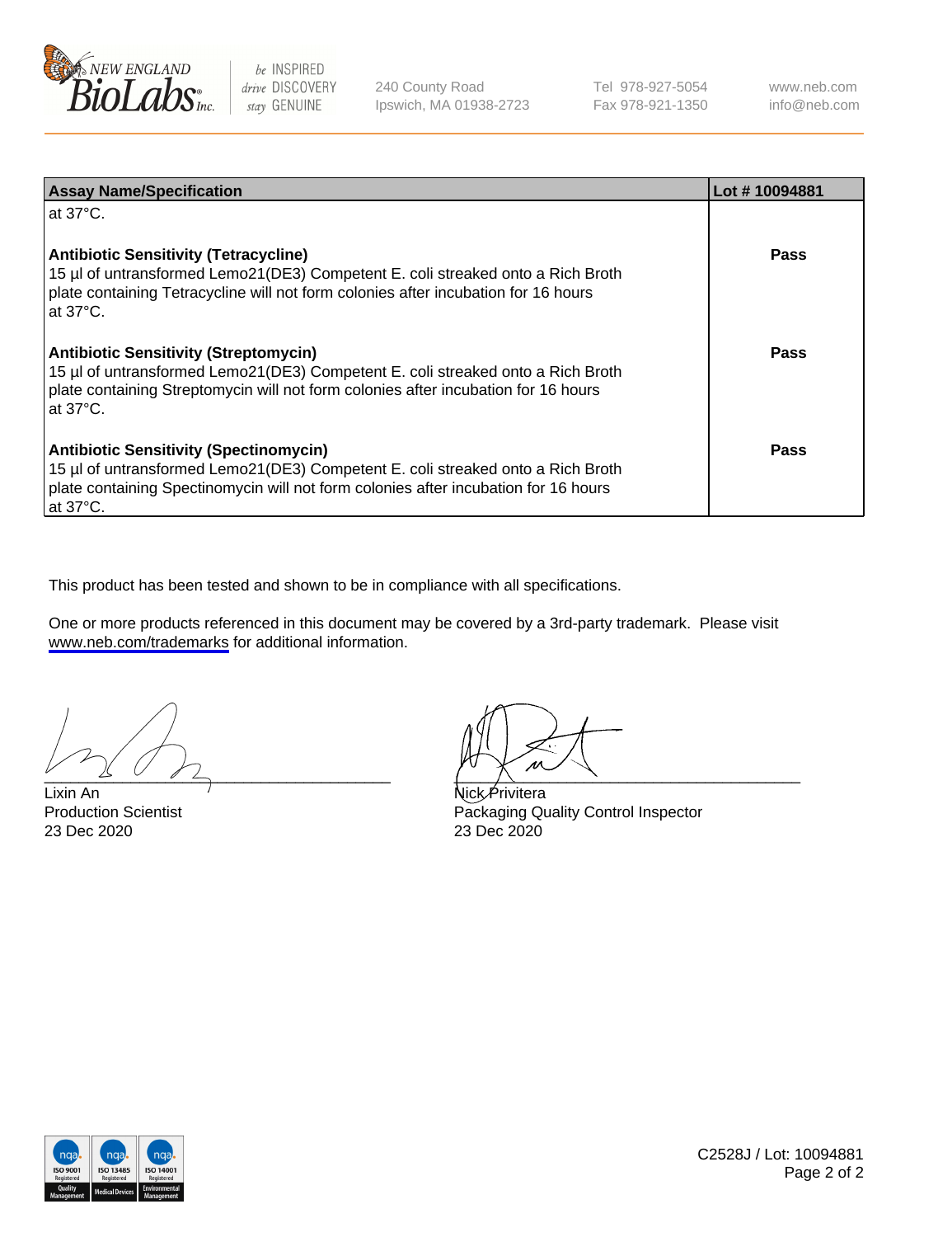| Assay Name/Specification | Lot # 10094881 |
|---|---|
| at 37°C. | |
| **Antibiotic Sensitivity (Tetracycline)** 15 µl of untransformed Lemo21(DE3) Competent E. coli streaked onto a Rich Broth plate containing Tetracycline will not form colonies after incubation for 16 hours at 37°C. | **Pass** |
| **Antibiotic Sensitivity (Streptomycin)** 15 µl of untransformed Lemo21(DE3) Competent E. coli streaked onto a Rich Broth plate containing Streptomycin will not form colonies after incubation for 16 hours at 37°C. | **Pass** |
| **Antibiotic Sensitivity (Spectinomycin)** 15 µl of untransformed Lemo21(DE3) Competent E. coli streaked onto a Rich Broth plate containing Spectinomycin will not form colonies after incubation for 16 hours at 37°C. | **Pass** |

This product has been tested and shown to be in compliance with all specifications.

One or more products referenced in this document may be covered by a 3rd-party trademark. Please visit www.neb.com/trademarks for additional information.

Lixin An
Production Scientist
23 Dec 2020

Nick Privitera
Packaging Quality Control Inspector
23 Dec 2020

C2528J / Lot: 10094881